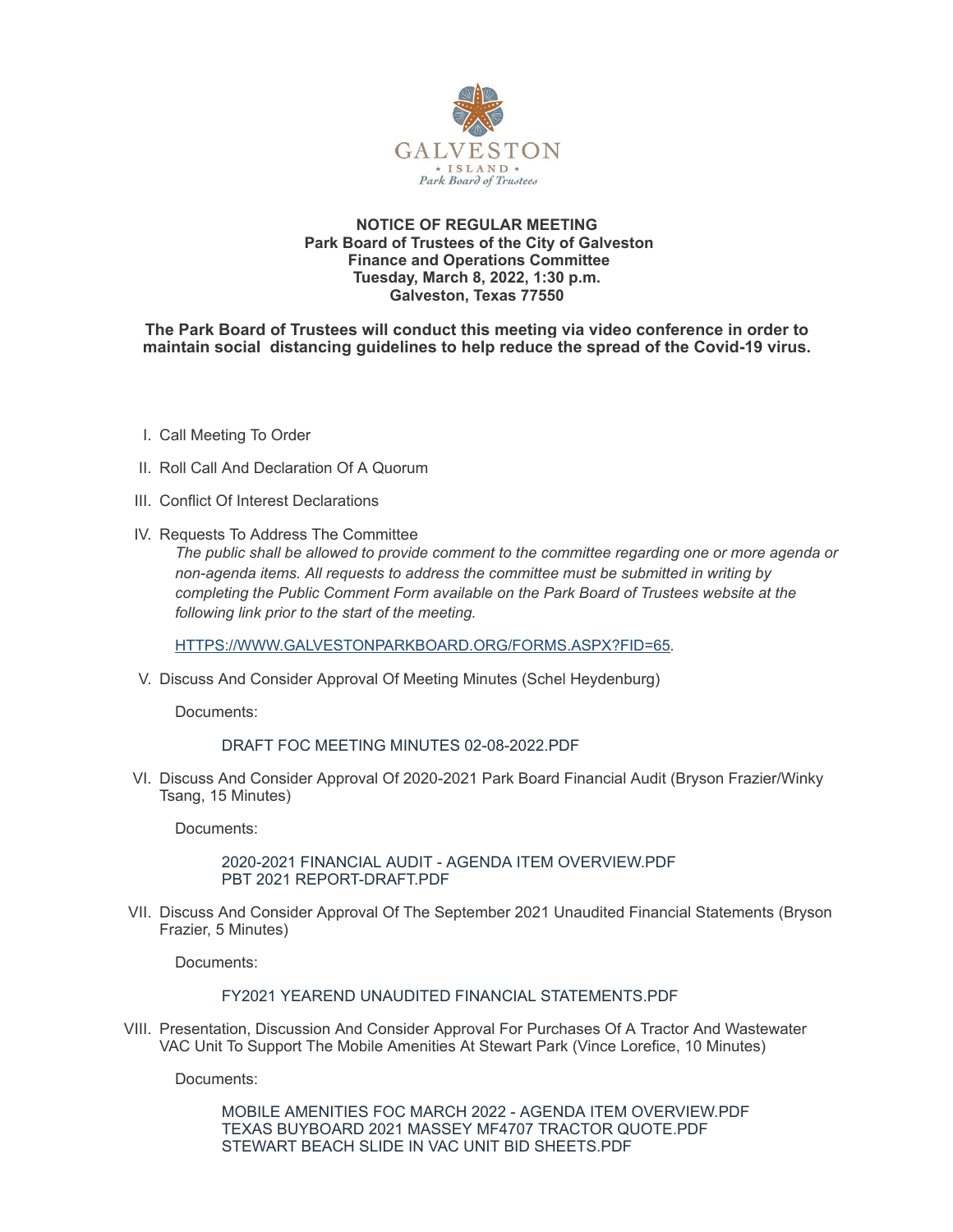GALVESTON
* ISLAND *
Park Board of Trustees

**NOTICE OF REGULAR MEETING**
**Park Board of Trustees of the City of Galveston**
**Finance and Operations Committee**
**Tuesday, March 8, 2022, 1:30 p.m.**
**Galveston, Texas 77550**

**The Park Board of Trustees will conduct this meeting via video conference in order to maintain social distancing guidelines to help reduce the spread of the Covid-19 virus.**

I. Call Meeting To Order

II. Roll Call And Declaration Of A Quorum

III. Conflict Of Interest Declarations

IV. Requests To Address The Committee

*The public shall be allowed to provide comment to the committee regarding one or more agenda or non-agenda items. All requests to address the committee must be submitted in writing by completing the Public Comment Form available on the Park Board of Trustees website at the following link prior to the start of the meeting.*

HTTPS://WWW.GALVESTONPARKBOARD.ORG/FORMS.ASPX?FID=65.

V. Discuss And Consider Approval Of Meeting Minutes (Schel Heydenburg)

Documents:

DRAFT FOC MEETING MINUTES 02-08-2022.PDF

VI. Discuss And Consider Approval Of 2020-2021 Park Board Financial Audit (Bryson Frazier/Winky Tsang, 15 Minutes)

Documents:

2020-2021 FINANCIAL AUDIT - AGENDA ITEM OVERVIEW.PDF
PBT 2021 REPORT-DRAFT.PDF

VII. Discuss And Consider Approval Of The September 2021 Unaudited Financial Statements (Bryson Frazier, 5 Minutes)

Documents:

FY2021 YEAREND UNAUDITED FINANCIAL STATEMENTS.PDF

VIII. Presentation, Discussion And Consider Approval For Purchases Of A Tractor And Wastewater VAC Unit To Support The Mobile Amenities At Stewart Park (Vince Lorefice, 10 Minutes)

Documents:

MOBILE AMENITIES FOC MARCH 2022 - AGENDA ITEM OVERVIEW.PDF
TEXAS BUYBOARD 2021 MASSEY MF4707 TRACTOR QUOTE.PDF
STEWART BEACH SLIDE IN VAC UNIT BID SHEETS.PDF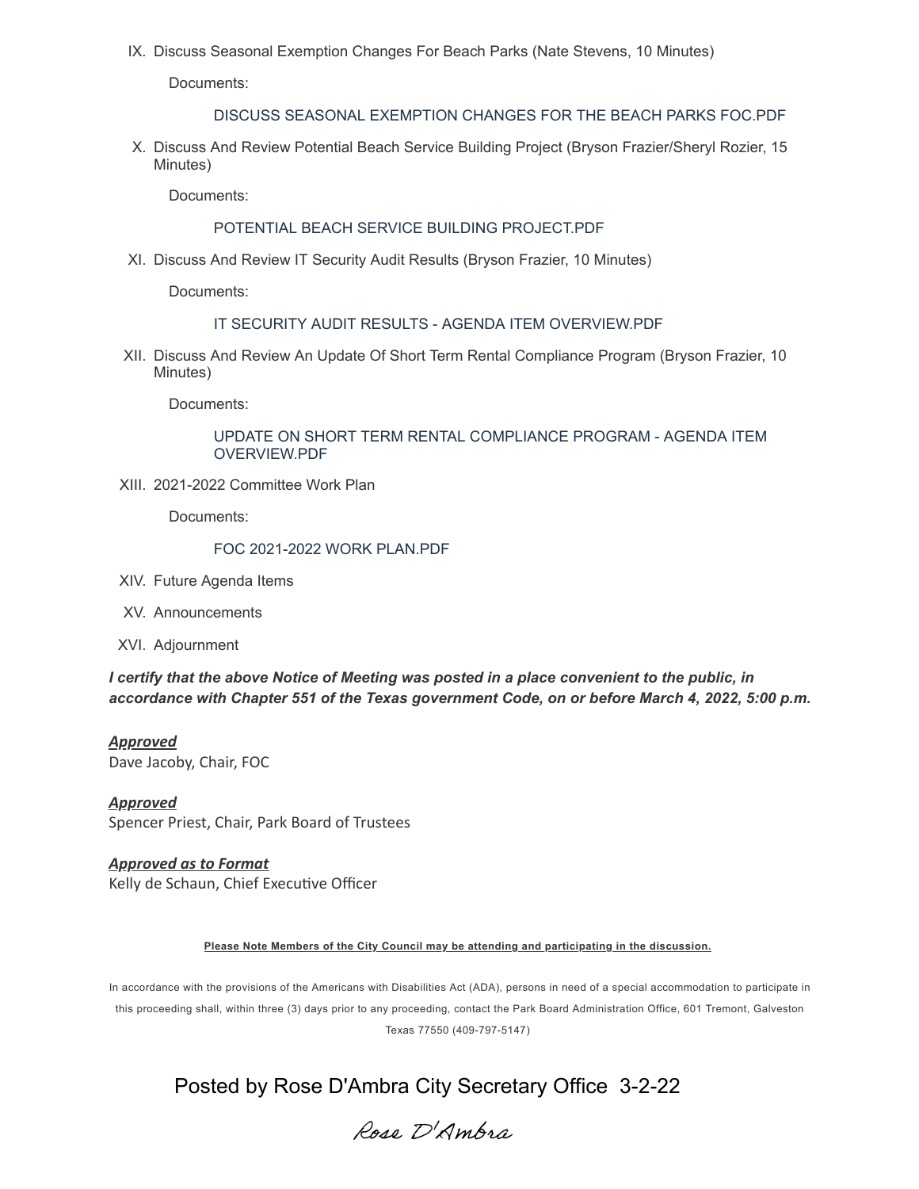IX. Discuss Seasonal Exemption Changes For Beach Parks (Nate Stevens, 10 Minutes)

Documents:

DISCUSS SEASONAL EXEMPTION CHANGES FOR THE BEACH PARKS FOC.PDF

X. Discuss And Review Potential Beach Service Building Project (Bryson Frazier/Sheryl Rozier, 15 Minutes)

Documents:

POTENTIAL BEACH SERVICE BUILDING PROJECT.PDF

XI. Discuss And Review IT Security Audit Results (Bryson Frazier, 10 Minutes)

Documents:

IT SECURITY AUDIT RESULTS - AGENDA ITEM OVERVIEW.PDF

XII. Discuss And Review An Update Of Short Term Rental Compliance Program (Bryson Frazier, 10 Minutes)

Documents:

UPDATE ON SHORT TERM RENTAL COMPLIANCE PROGRAM - AGENDA ITEM OVERVIEW.PDF

XIII. 2021-2022 Committee Work Plan

Documents:

FOC 2021-2022 WORK PLAN.PDF

XIV. Future Agenda Items

XV. Announcements

XVI. Adjournment

***I certify that the above Notice of Meeting was posted in a place convenient to the public, in accordance with Chapter 551 of the Texas government Code, on or before March 4, 2022, 5:00 p.m.***

***Approved***
Dave Jacoby, Chair, FOC

***Approved***
Spencer Priest, Chair, Park Board of Trustees

***Approved as to Format***
Kelly de Schaun, Chief Executive Officer

**Please Note Members of the City Council may be attending and participating in the discussion.**

In accordance with the provisions of the Americans with Disabilities Act (ADA), persons in need of a special accommodation to participate in this proceeding shall, within three (3) days prior to any proceeding, contact the Park Board Administration Office, 601 Tremont, Galveston Texas 77550 (409-797-5147)

Posted by Rose D'Ambra City Secretary Office 3-2-22

Rose D'Ambra